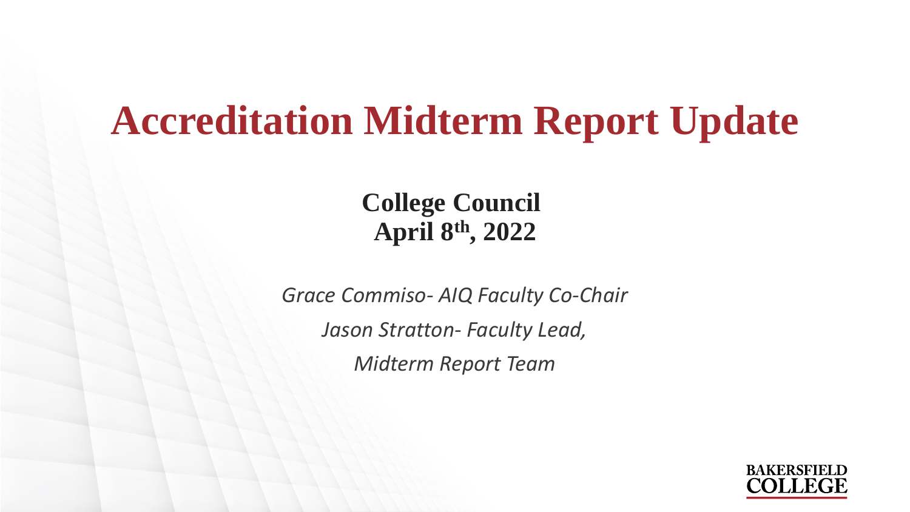# Accreditation Midterm Report Update

**College Council**
**April 8th, 2022**

*Grace Commiso- AIQ Faculty Co-Chair*

*Jason Stratton- Faculty Lead,*

*Midterm Report Team*

BAKERSFIELD COLLEGE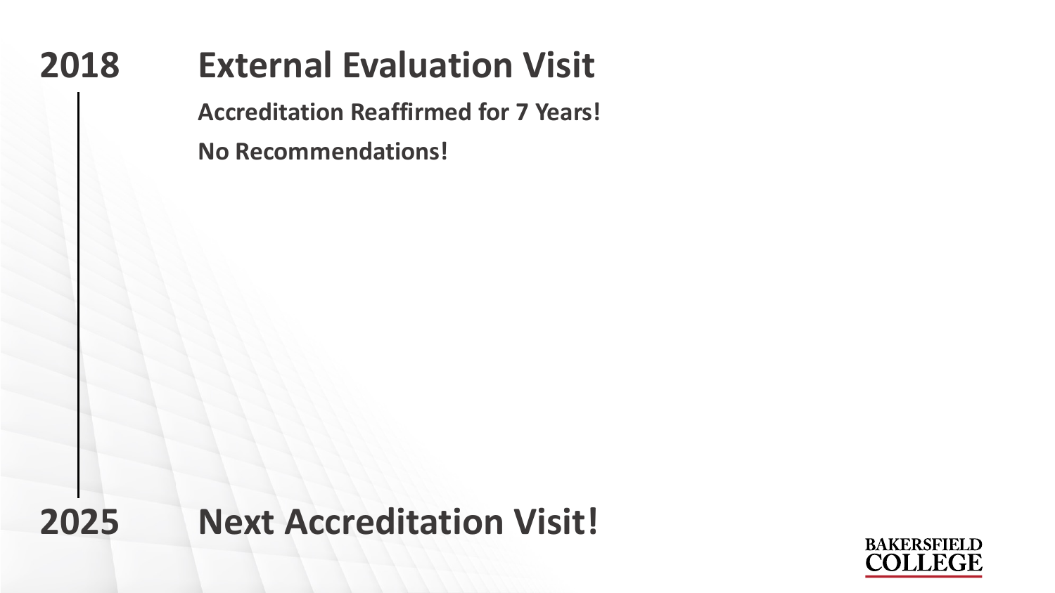## 2018 External Evaluation Visit

**Accreditation Reaffirmed for 7 Years!**

**No Recommendations!**

## 2025 Next Accreditation Visit!

BAKERSFIELD COLLEGE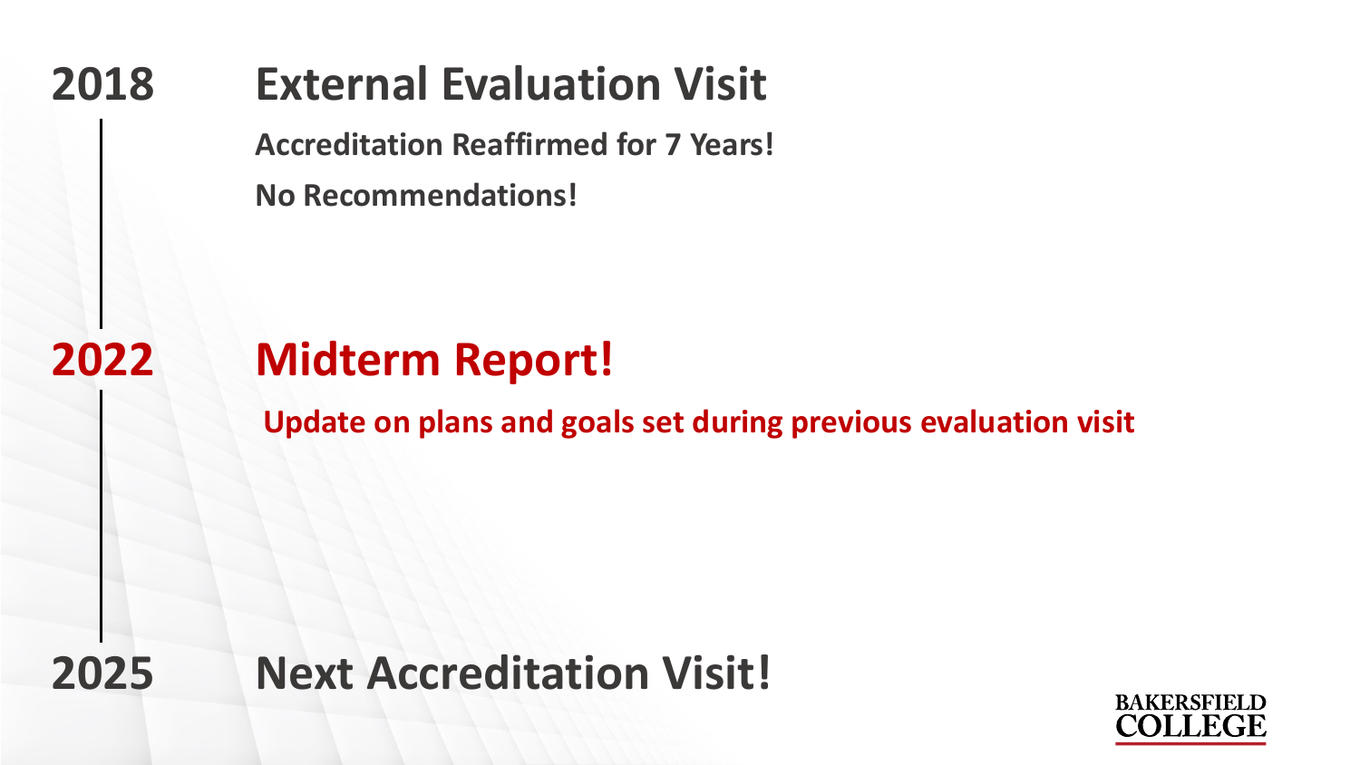## 2018 External Evaluation Visit

**Accreditation Reaffirmed for 7 Years!**

**No Recommendations!**

## 2022 Midterm Report!

**Update on plans and goals set during previous evaluation visit**

## 2025 Next Accreditation Visit!

BAKERSFIELD COLLEGE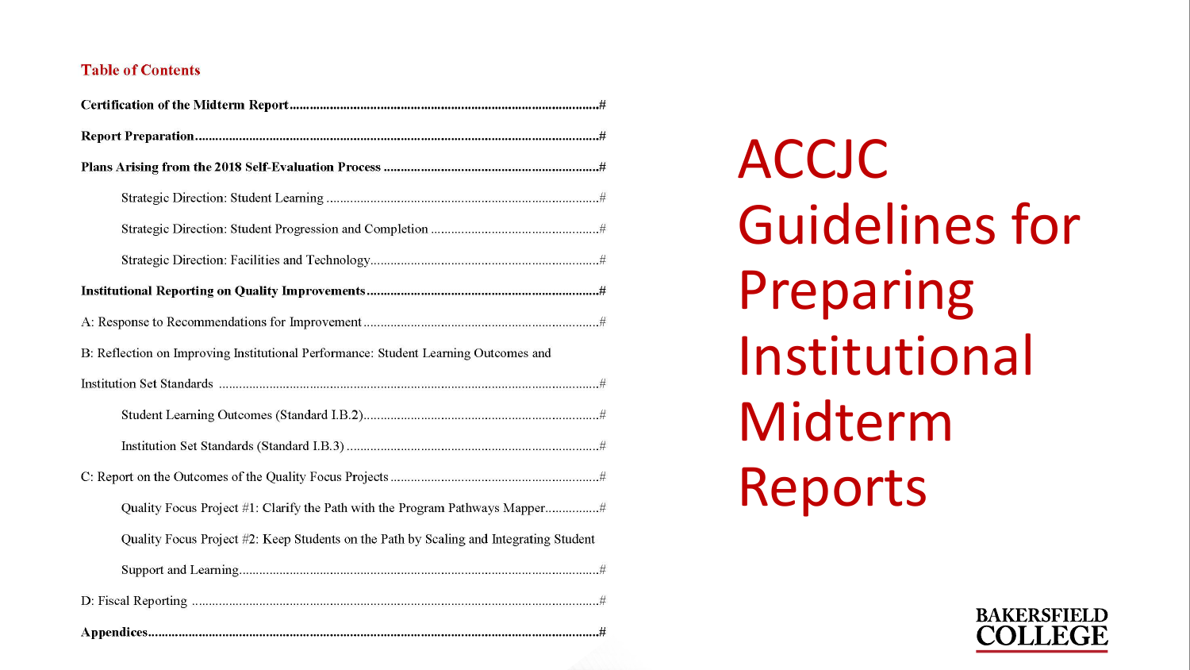# ACCJC Guidelines for Preparing Institutional Midterm Reports

## Table of Contents

**Certification of the Midterm Report**..................#

**Report Preparation**..................#

**Plans Arising from the 2018 Self-Evaluation Process**..................#

- Strategic Direction: Student Learning..................#
- Strategic Direction: Student Progression and Completion..................#
- Strategic Direction: Facilities and Technology..................#

**Institutional Reporting on Quality Improvements**..................#

A: Response to Recommendations for Improvement..................#

B: Reflection on Improving Institutional Performance: Student Learning Outcomes and Institution Set Standards..................#

- Student Learning Outcomes (Standard I.B.2)..................#
- Institution Set Standards (Standard I.B.3)..................#

C: Report on the Outcomes of the Quality Focus Projects..................#

- Quality Focus Project #1: Clarify the Path with the Program Pathways Mapper..................#
- Quality Focus Project #2: Keep Students on the Path by Scaling and Integrating Student Support and Learning..................#

D: Fiscal Reporting..................#

**Appendices**..................#

BAKERSFIELD COLLEGE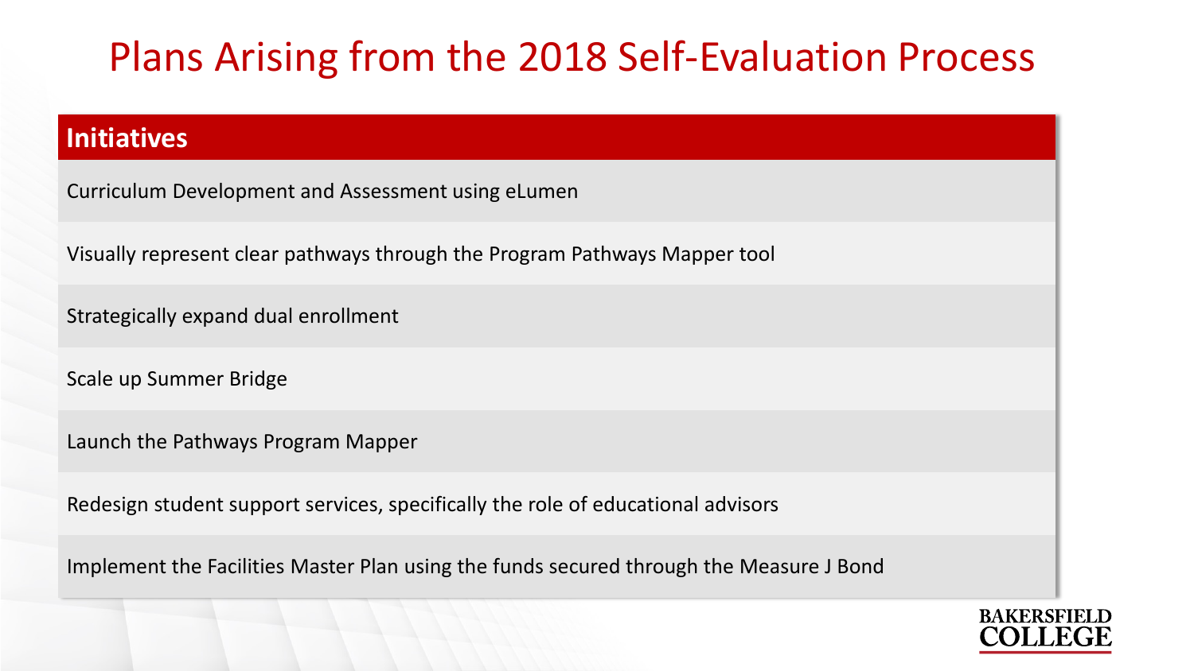# Plans Arising from the 2018 Self-Evaluation Process

| Initiatives |
| --- |
| Curriculum Development and Assessment using eLumen |
| Visually represent clear pathways through the Program Pathways Mapper tool |
| Strategically expand dual enrollment |
| Scale up Summer Bridge |
| Launch the Pathways Program Mapper |
| Redesign student support services, specifically the role of educational advisors |
| Implement the Facilities Master Plan using the funds secured through the Measure J Bond |

BAKERSFIELD COLLEGE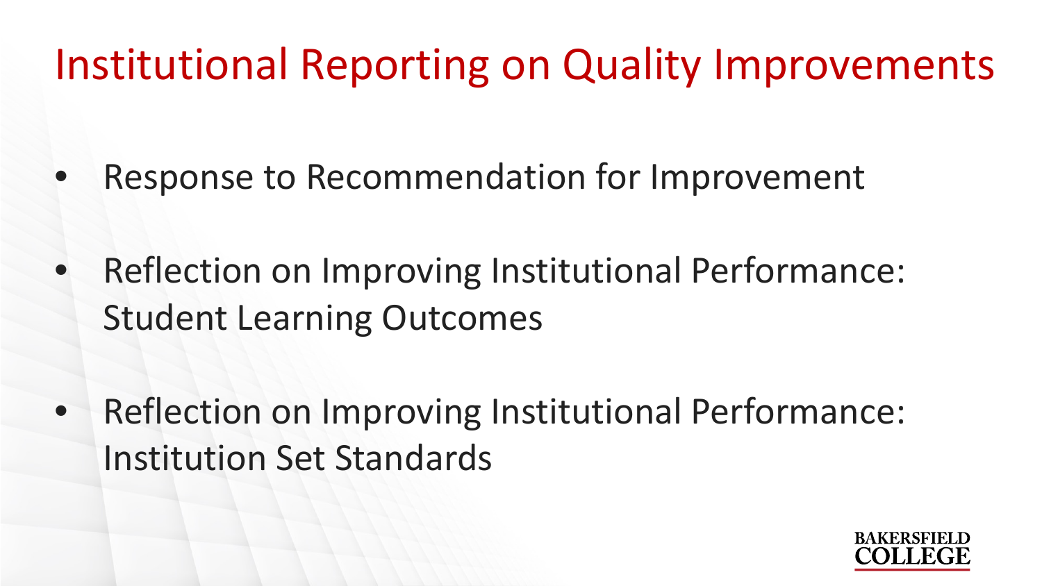# Institutional Reporting on Quality Improvements

- Response to Recommendation for Improvement
- Reflection on Improving Institutional Performance: Student Learning Outcomes
- Reflection on Improving Institutional Performance: Institution Set Standards

BAKERSFIELD COLLEGE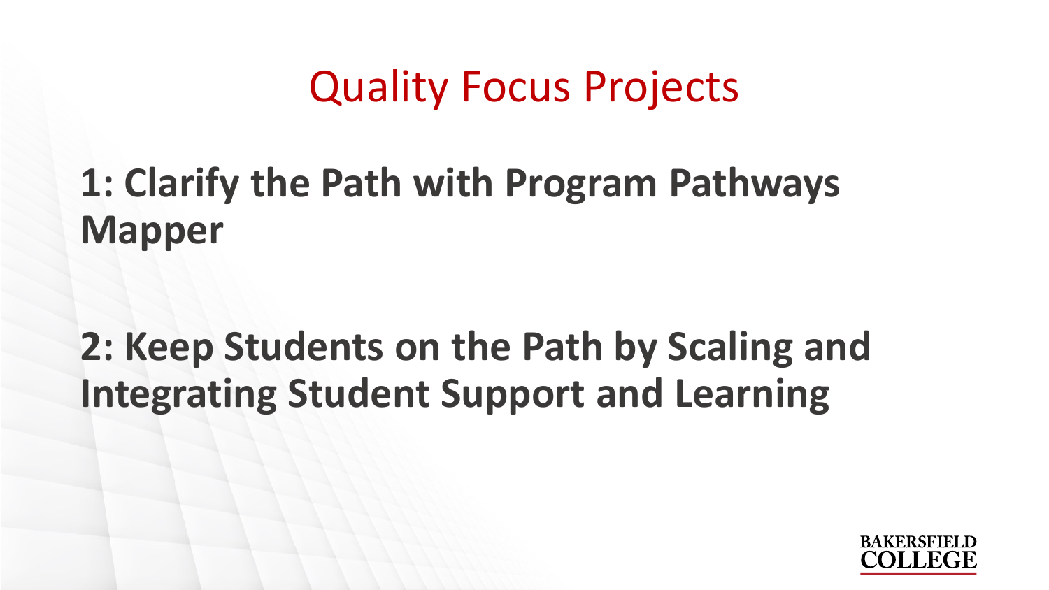# Quality Focus Projects

**1: Clarify the Path with Program Pathways Mapper**

**2: Keep Students on the Path by Scaling and Integrating Student Support and Learning**

BAKERSFIELD COLLEGE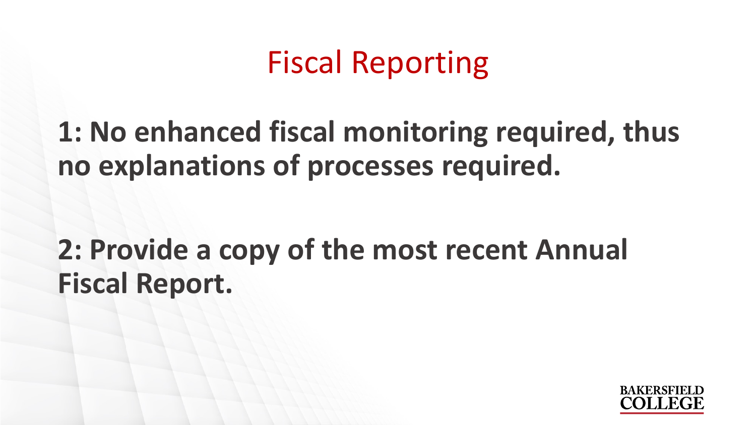# Fiscal Reporting

**1: No enhanced fiscal monitoring required, thus no explanations of processes required.**

**2: Provide a copy of the most recent Annual Fiscal Report.**

BAKERSFIELD COLLEGE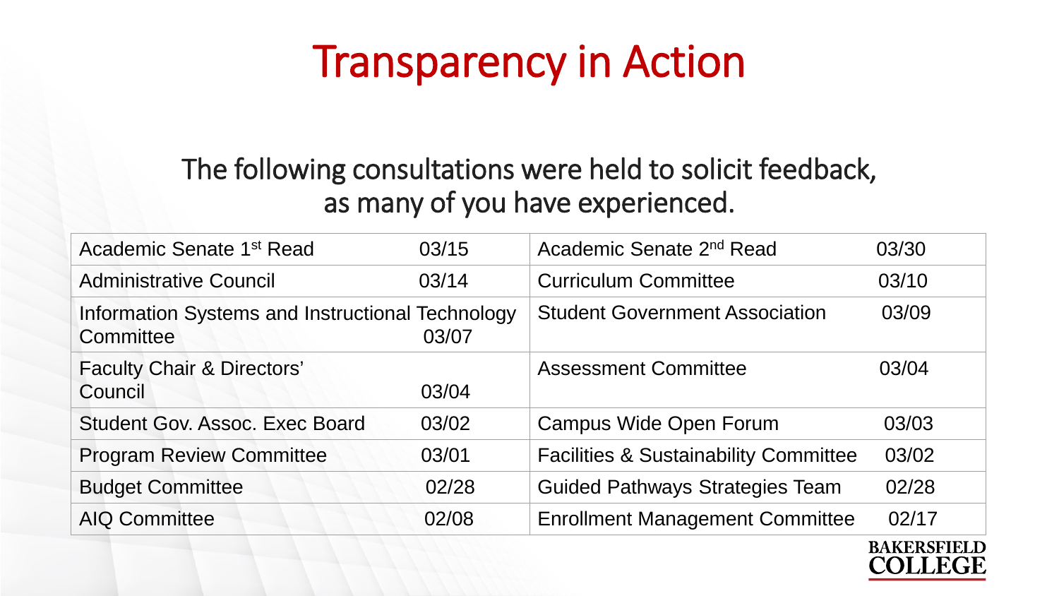# Transparency in Action

The following consultations were held to solicit feedback, as many of you have experienced.

| | | | |
|---|---|---|---|
| Academic Senate 1st Read | 03/15 | Academic Senate 2nd Read | 03/30 |
| Administrative Council | 03/14 | Curriculum Committee | 03/10 |
| Information Systems and Instructional Technology Committee | 03/07 | Student Government Association | 03/09 |
| Faculty Chair & Directors' Council | 03/04 | Assessment Committee | 03/04 |
| Student Gov. Assoc. Exec Board | 03/02 | Campus Wide Open Forum | 03/03 |
| Program Review Committee | 03/01 | Facilities & Sustainability Committee | 03/02 |
| Budget Committee | 02/28 | Guided Pathways Strategies Team | 02/28 |
| AIQ Committee | 02/08 | Enrollment Management Committee | 02/17 |

BAKERSFIELD COLLEGE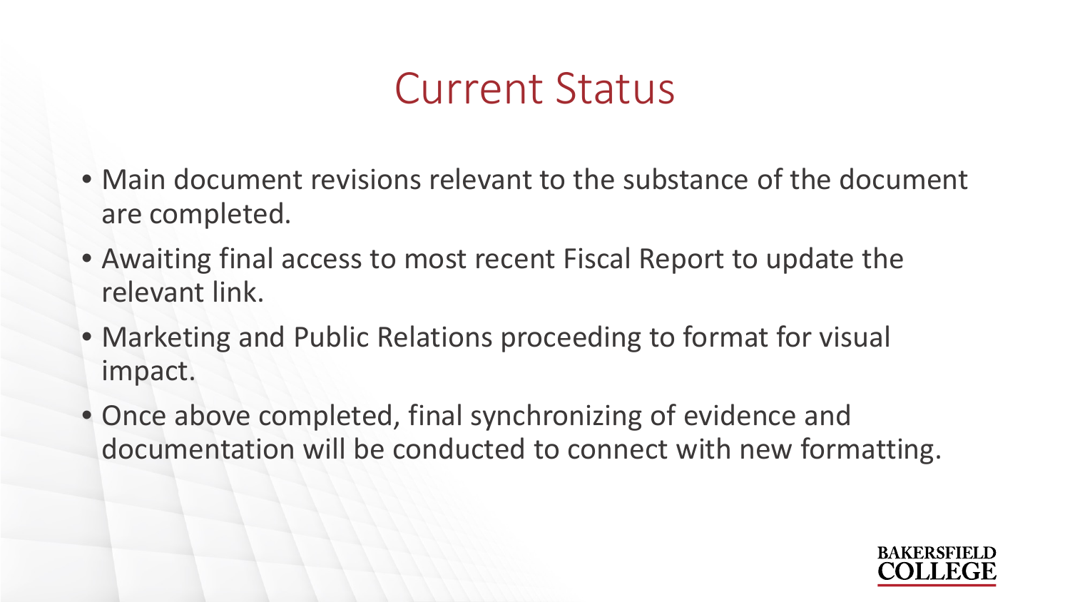# Current Status

- Main document revisions relevant to the substance of the document are completed.
- Awaiting final access to most recent Fiscal Report to update the relevant link.
- Marketing and Public Relations proceeding to format for visual impact.
- Once above completed, final synchronizing of evidence and documentation will be conducted to connect with new formatting.

BAKERSFIELD COLLEGE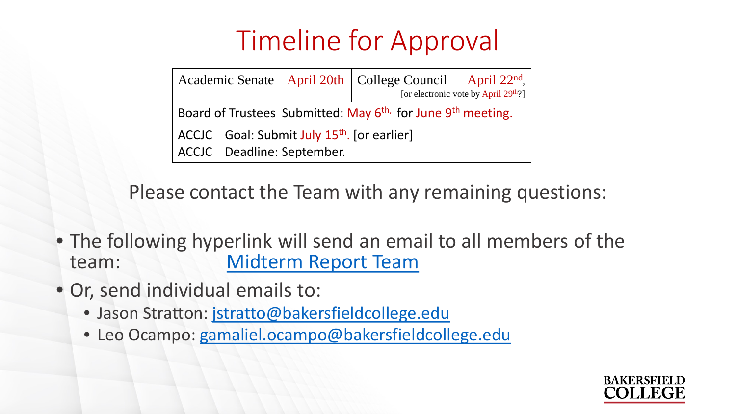# Timeline for Approval

| Academic Senate April 20th | College Council April 22nd, [or electronic vote by April 29th?] |
|---|---|
| Board of Trustees Submitted: May 6th, for June 9th meeting. | |
| ACCJC Goal: Submit July 15th. [or earlier]<br>ACCJC Deadline: September. | |

Please contact the Team with any remaining questions:

- The following hyperlink will send an email to all members of the team: [Midterm Report Team]
- Or, send individual emails to:
  - Jason Stratton: jstratto@bakersfieldcollege.edu
  - Leo Ocampo: gamaliel.ocampo@bakersfieldcollege.edu

BAKERSFIELD COLLEGE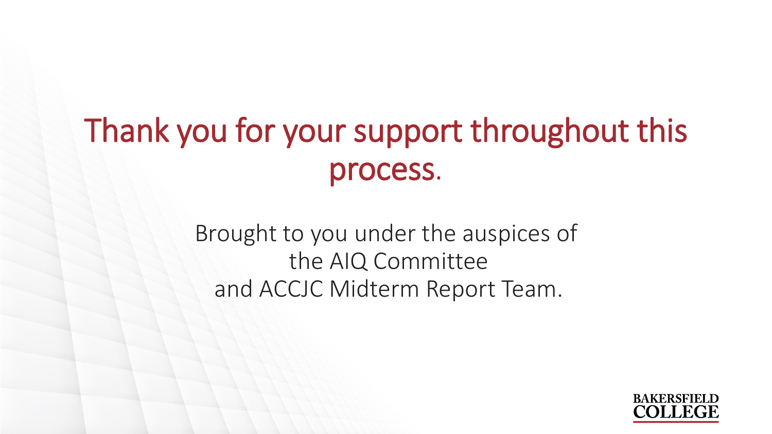# Thank you for your support throughout this process.

Brought to you under the auspices of
the AIQ Committee
and ACCJC Midterm Report Team.

BAKERSFIELD COLLEGE